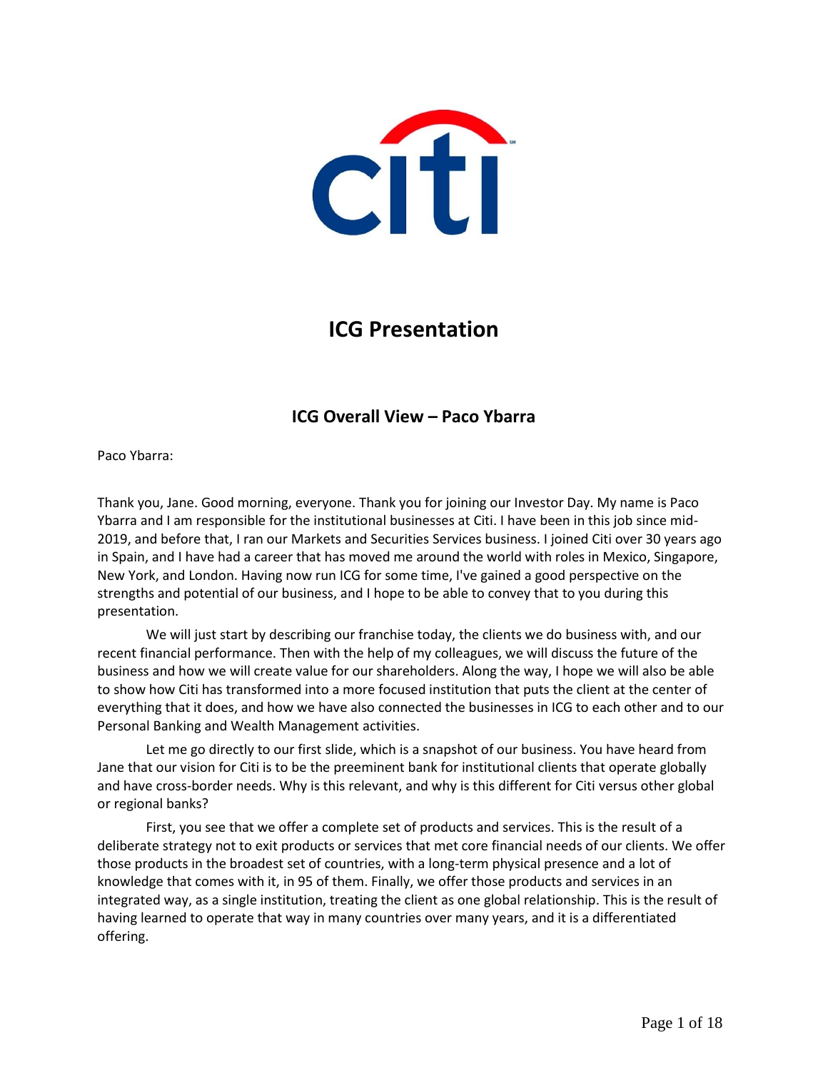# ICG Presentation

## ICG Overall View – Paco Ybarra

Paco Ybarra:

Thank you, Jane. Good morning, everyone. Thank you for joining our Investor Day. My name is Paco Ybarra and I am responsible for the institutional businesses at Citi. I have been in this job since mid-2019, and before that, I ran our Markets and Securities Services business. I joined Citi over 30 years ago in Spain, and I have had a career that has moved me around the world with roles in Mexico, Singapore, New York, and London. Having now run ICG for some time, I've gained a good perspective on the strengths and potential of our business, and I hope to be able to convey that to you during this presentation.

We will just start by describing our franchise today, the clients we do business with, and our recent financial performance. Then with the help of my colleagues, we will discuss the future of the business and how we will create value for our shareholders. Along the way, I hope we will also be able to show how Citi has transformed into a more focused institution that puts the client at the center of everything that it does, and how we have also connected the businesses in ICG to each other and to our Personal Banking and Wealth Management activities.

Let me go directly to our first slide, which is a snapshot of our business. You have heard from Jane that our vision for Citi is to be the preeminent bank for institutional clients that operate globally and have cross-border needs. Why is this relevant, and why is this different for Citi versus other global or regional banks?

First, you see that we offer a complete set of products and services. This is the result of a deliberate strategy not to exit products or services that met core financial needs of our clients. We offer those products in the broadest set of countries, with a long-term physical presence and a lot of knowledge that comes with it, in 95 of them. Finally, we offer those products and services in an integrated way, as a single institution, treating the client as one global relationship. This is the result of having learned to operate that way in many countries over many years, and it is a differentiated offering.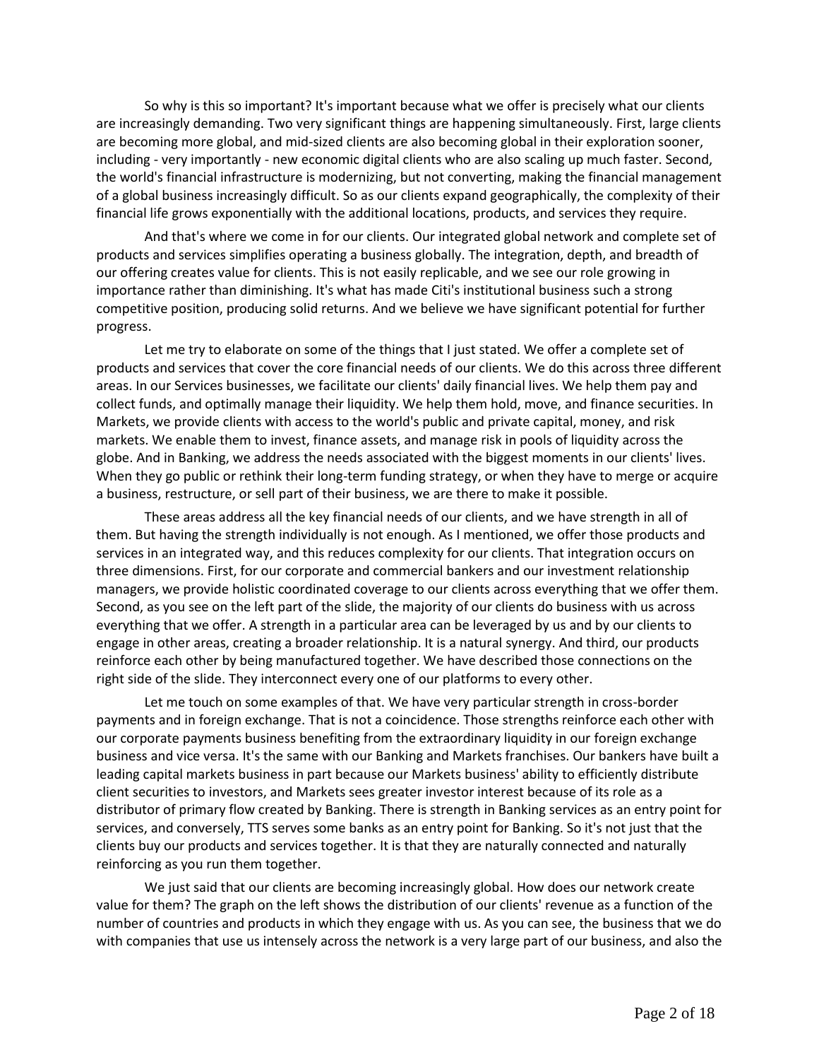So why is this so important? It's important because what we offer is precisely what our clients are increasingly demanding. Two very significant things are happening simultaneously. First, large clients are becoming more global, and mid-sized clients are also becoming global in their exploration sooner, including - very importantly - new economic digital clients who are also scaling up much faster. Second, the world's financial infrastructure is modernizing, but not converting, making the financial management of a global business increasingly difficult. So as our clients expand geographically, the complexity of their financial life grows exponentially with the additional locations, products, and services they require.

And that's where we come in for our clients. Our integrated global network and complete set of products and services simplifies operating a business globally. The integration, depth, and breadth of our offering creates value for clients. This is not easily replicable, and we see our role growing in importance rather than diminishing. It's what has made Citi's institutional business such a strong competitive position, producing solid returns. And we believe we have significant potential for further progress.

Let me try to elaborate on some of the things that I just stated. We offer a complete set of products and services that cover the core financial needs of our clients. We do this across three different areas. In our Services businesses, we facilitate our clients' daily financial lives. We help them pay and collect funds, and optimally manage their liquidity. We help them hold, move, and finance securities. In Markets, we provide clients with access to the world's public and private capital, money, and risk markets. We enable them to invest, finance assets, and manage risk in pools of liquidity across the globe. And in Banking, we address the needs associated with the biggest moments in our clients' lives. When they go public or rethink their long-term funding strategy, or when they have to merge or acquire a business, restructure, or sell part of their business, we are there to make it possible.

These areas address all the key financial needs of our clients, and we have strength in all of them. But having the strength individually is not enough. As I mentioned, we offer those products and services in an integrated way, and this reduces complexity for our clients. That integration occurs on three dimensions. First, for our corporate and commercial bankers and our investment relationship managers, we provide holistic coordinated coverage to our clients across everything that we offer them. Second, as you see on the left part of the slide, the majority of our clients do business with us across everything that we offer. A strength in a particular area can be leveraged by us and by our clients to engage in other areas, creating a broader relationship. It is a natural synergy. And third, our products reinforce each other by being manufactured together. We have described those connections on the right side of the slide. They interconnect every one of our platforms to every other.

Let me touch on some examples of that. We have very particular strength in cross-border payments and in foreign exchange. That is not a coincidence. Those strengths reinforce each other with our corporate payments business benefiting from the extraordinary liquidity in our foreign exchange business and vice versa. It's the same with our Banking and Markets franchises. Our bankers have built a leading capital markets business in part because our Markets business' ability to efficiently distribute client securities to investors, and Markets sees greater investor interest because of its role as a distributor of primary flow created by Banking. There is strength in Banking services as an entry point for services, and conversely, TTS serves some banks as an entry point for Banking. So it's not just that the clients buy our products and services together. It is that they are naturally connected and naturally reinforcing as you run them together.

We just said that our clients are becoming increasingly global. How does our network create value for them? The graph on the left shows the distribution of our clients' revenue as a function of the number of countries and products in which they engage with us. As you can see, the business that we do with companies that use us intensely across the network is a very large part of our business, and also the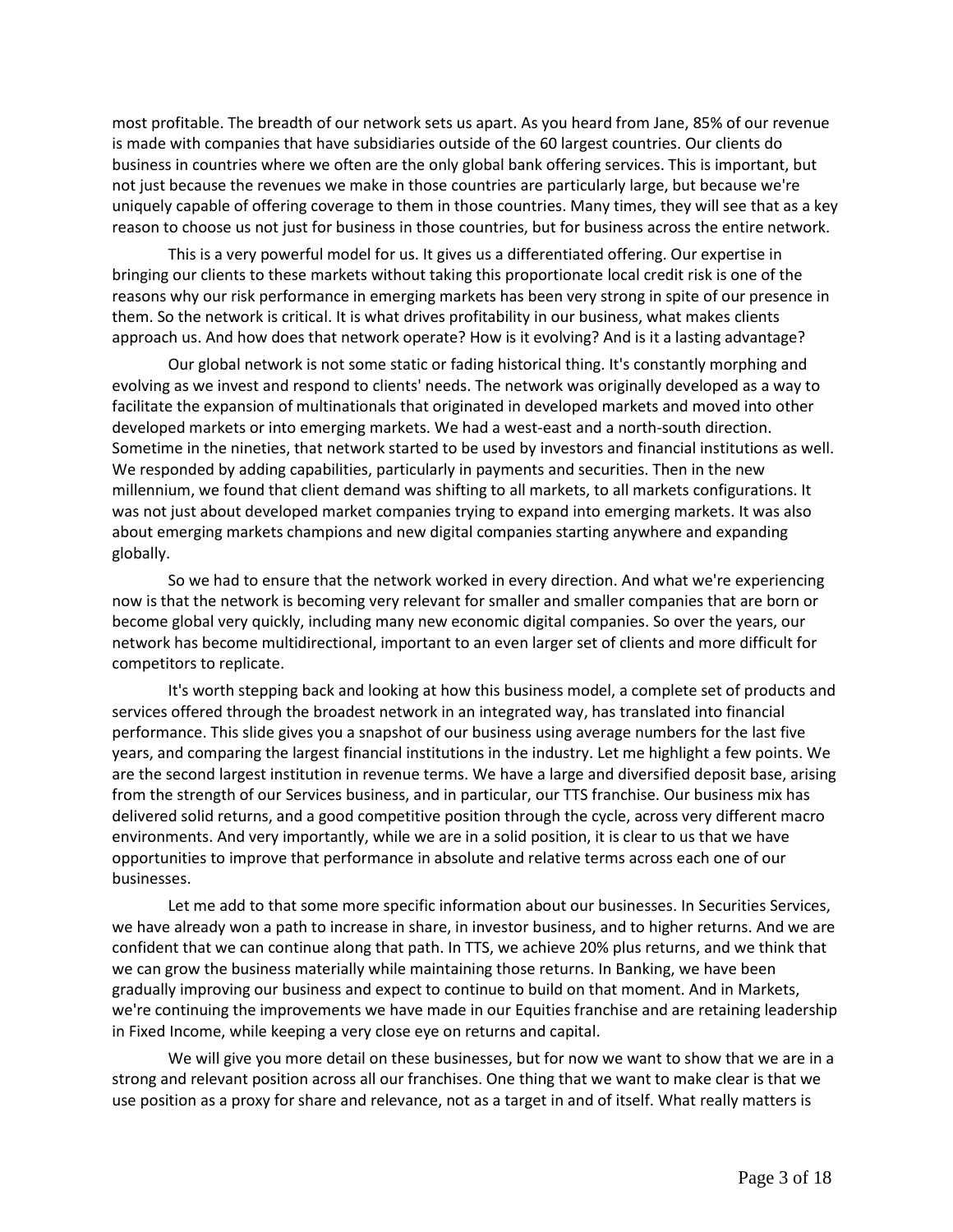most profitable. The breadth of our network sets us apart. As you heard from Jane, 85% of our revenue is made with companies that have subsidiaries outside of the 60 largest countries. Our clients do business in countries where we often are the only global bank offering services. This is important, but not just because the revenues we make in those countries are particularly large, but because we're uniquely capable of offering coverage to them in those countries. Many times, they will see that as a key reason to choose us not just for business in those countries, but for business across the entire network.

This is a very powerful model for us. It gives us a differentiated offering. Our expertise in bringing our clients to these markets without taking this proportionate local credit risk is one of the reasons why our risk performance in emerging markets has been very strong in spite of our presence in them. So the network is critical. It is what drives profitability in our business, what makes clients approach us. And how does that network operate? How is it evolving? And is it a lasting advantage?

Our global network is not some static or fading historical thing. It's constantly morphing and evolving as we invest and respond to clients' needs. The network was originally developed as a way to facilitate the expansion of multinationals that originated in developed markets and moved into other developed markets or into emerging markets. We had a west-east and a north-south direction. Sometime in the nineties, that network started to be used by investors and financial institutions as well. We responded by adding capabilities, particularly in payments and securities. Then in the new millennium, we found that client demand was shifting to all markets, to all markets configurations. It was not just about developed market companies trying to expand into emerging markets. It was also about emerging markets champions and new digital companies starting anywhere and expanding globally.

So we had to ensure that the network worked in every direction. And what we're experiencing now is that the network is becoming very relevant for smaller and smaller companies that are born or become global very quickly, including many new economic digital companies. So over the years, our network has become multidirectional, important to an even larger set of clients and more difficult for competitors to replicate.

It's worth stepping back and looking at how this business model, a complete set of products and services offered through the broadest network in an integrated way, has translated into financial performance. This slide gives you a snapshot of our business using average numbers for the last five years, and comparing the largest financial institutions in the industry. Let me highlight a few points. We are the second largest institution in revenue terms. We have a large and diversified deposit base, arising from the strength of our Services business, and in particular, our TTS franchise. Our business mix has delivered solid returns, and a good competitive position through the cycle, across very different macro environments. And very importantly, while we are in a solid position, it is clear to us that we have opportunities to improve that performance in absolute and relative terms across each one of our businesses.

Let me add to that some more specific information about our businesses. In Securities Services, we have already won a path to increase in share, in investor business, and to higher returns. And we are confident that we can continue along that path. In TTS, we achieve 20% plus returns, and we think that we can grow the business materially while maintaining those returns. In Banking, we have been gradually improving our business and expect to continue to build on that moment. And in Markets, we're continuing the improvements we have made in our Equities franchise and are retaining leadership in Fixed Income, while keeping a very close eye on returns and capital.

We will give you more detail on these businesses, but for now we want to show that we are in a strong and relevant position across all our franchises. One thing that we want to make clear is that we use position as a proxy for share and relevance, not as a target in and of itself. What really matters is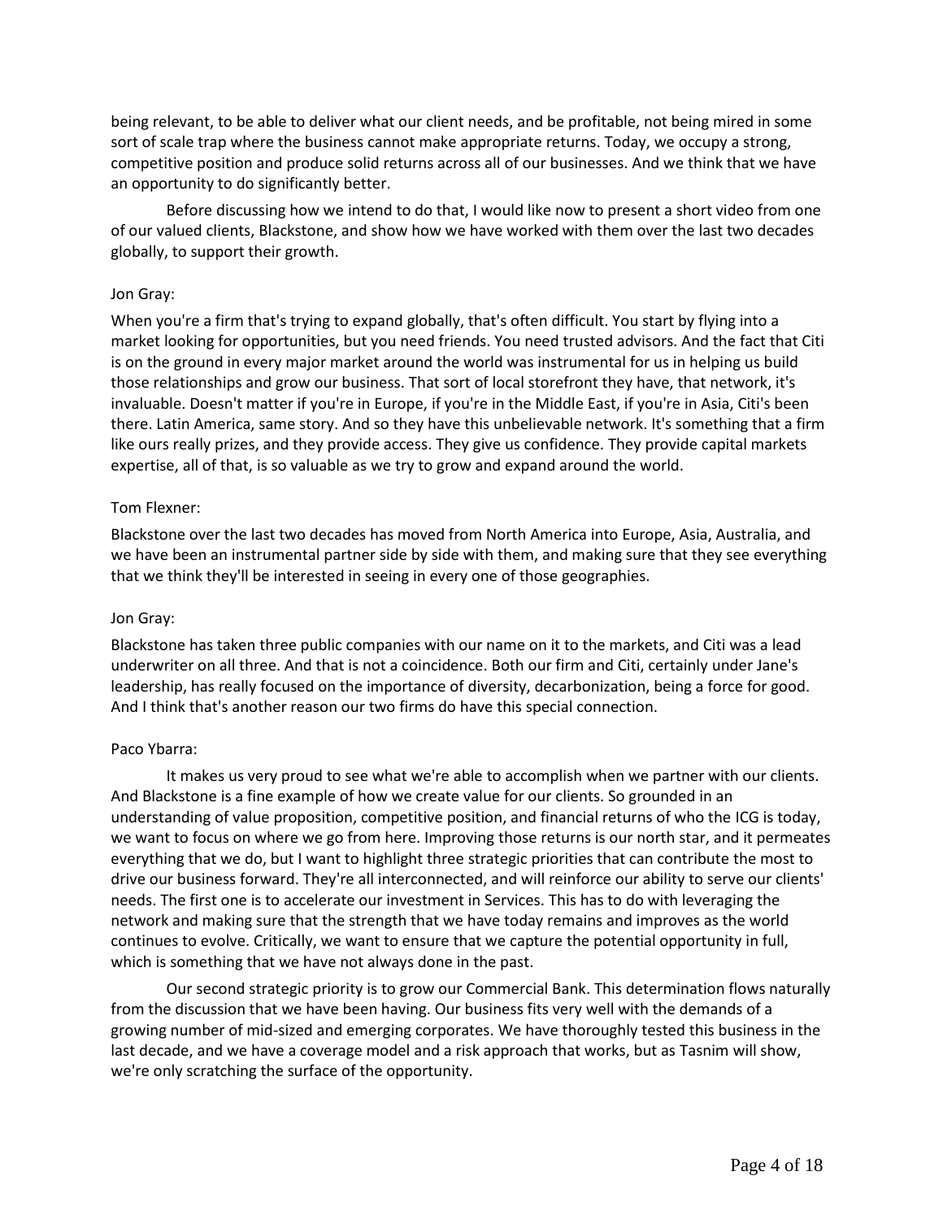being relevant, to be able to deliver what our client needs, and be profitable, not being mired in some sort of scale trap where the business cannot make appropriate returns. Today, we occupy a strong, competitive position and produce solid returns across all of our businesses. And we think that we have an opportunity to do significantly better.

Before discussing how we intend to do that, I would like now to present a short video from one of our valued clients, Blackstone, and show how we have worked with them over the last two decades globally, to support their growth.

Jon Gray:

When you're a firm that's trying to expand globally, that's often difficult. You start by flying into a market looking for opportunities, but you need friends. You need trusted advisors. And the fact that Citi is on the ground in every major market around the world was instrumental for us in helping us build those relationships and grow our business. That sort of local storefront they have, that network, it's invaluable. Doesn't matter if you're in Europe, if you're in the Middle East, if you're in Asia, Citi's been there. Latin America, same story. And so they have this unbelievable network. It's something that a firm like ours really prizes, and they provide access. They give us confidence. They provide capital markets expertise, all of that, is so valuable as we try to grow and expand around the world.

Tom Flexner:

Blackstone over the last two decades has moved from North America into Europe, Asia, Australia, and we have been an instrumental partner side by side with them, and making sure that they see everything that we think they'll be interested in seeing in every one of those geographies.

Jon Gray:

Blackstone has taken three public companies with our name on it to the markets, and Citi was a lead underwriter on all three. And that is not a coincidence. Both our firm and Citi, certainly under Jane's leadership, has really focused on the importance of diversity, decarbonization, being a force for good. And I think that's another reason our two firms do have this special connection.

Paco Ybarra:

It makes us very proud to see what we're able to accomplish when we partner with our clients. And Blackstone is a fine example of how we create value for our clients. So grounded in an understanding of value proposition, competitive position, and financial returns of who the ICG is today, we want to focus on where we go from here. Improving those returns is our north star, and it permeates everything that we do, but I want to highlight three strategic priorities that can contribute the most to drive our business forward. They're all interconnected, and will reinforce our ability to serve our clients' needs. The first one is to accelerate our investment in Services. This has to do with leveraging the network and making sure that the strength that we have today remains and improves as the world continues to evolve. Critically, we want to ensure that we capture the potential opportunity in full, which is something that we have not always done in the past.

Our second strategic priority is to grow our Commercial Bank. This determination flows naturally from the discussion that we have been having. Our business fits very well with the demands of a growing number of mid-sized and emerging corporates. We have thoroughly tested this business in the last decade, and we have a coverage model and a risk approach that works, but as Tasnim will show, we're only scratching the surface of the opportunity.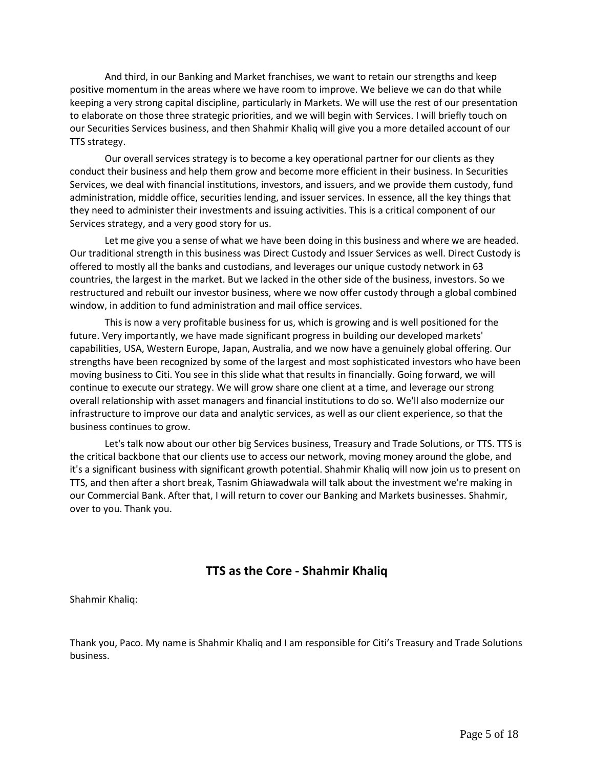And third, in our Banking and Market franchises, we want to retain our strengths and keep positive momentum in the areas where we have room to improve. We believe we can do that while keeping a very strong capital discipline, particularly in Markets. We will use the rest of our presentation to elaborate on those three strategic priorities, and we will begin with Services. I will briefly touch on our Securities Services business, and then Shahmir Khaliq will give you a more detailed account of our TTS strategy.

Our overall services strategy is to become a key operational partner for our clients as they conduct their business and help them grow and become more efficient in their business. In Securities Services, we deal with financial institutions, investors, and issuers, and we provide them custody, fund administration, middle office, securities lending, and issuer services. In essence, all the key things that they need to administer their investments and issuing activities. This is a critical component of our Services strategy, and a very good story for us.

Let me give you a sense of what we have been doing in this business and where we are headed. Our traditional strength in this business was Direct Custody and Issuer Services as well. Direct Custody is offered to mostly all the banks and custodians, and leverages our unique custody network in 63 countries, the largest in the market. But we lacked in the other side of the business, investors. So we restructured and rebuilt our investor business, where we now offer custody through a global combined window, in addition to fund administration and mail office services.

This is now a very profitable business for us, which is growing and is well positioned for the future. Very importantly, we have made significant progress in building our developed markets' capabilities, USA, Western Europe, Japan, Australia, and we now have a genuinely global offering. Our strengths have been recognized by some of the largest and most sophisticated investors who have been moving business to Citi. You see in this slide what that results in financially. Going forward, we will continue to execute our strategy. We will grow share one client at a time, and leverage our strong overall relationship with asset managers and financial institutions to do so. We'll also modernize our infrastructure to improve our data and analytic services, as well as our client experience, so that the business continues to grow.

Let's talk now about our other big Services business, Treasury and Trade Solutions, or TTS. TTS is the critical backbone that our clients use to access our network, moving money around the globe, and it's a significant business with significant growth potential. Shahmir Khaliq will now join us to present on TTS, and then after a short break, Tasnim Ghiawadwala will talk about the investment we're making in our Commercial Bank. After that, I will return to cover our Banking and Markets businesses. Shahmir, over to you. Thank you.

## TTS as the Core - Shahmir Khaliq

Shahmir Khaliq:

Thank you, Paco. My name is Shahmir Khaliq and I am responsible for Citi's Treasury and Trade Solutions business.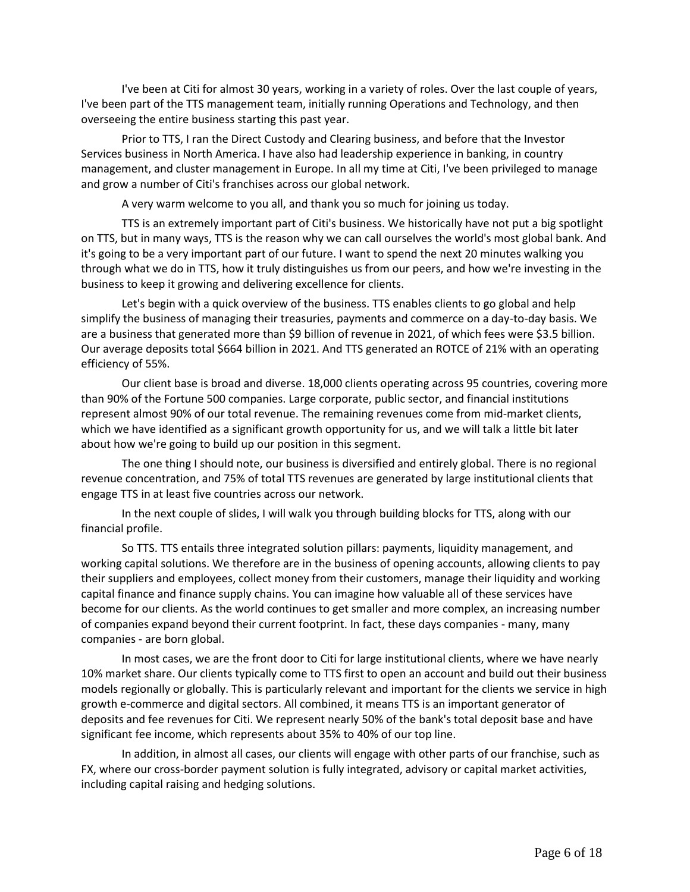I've been at Citi for almost 30 years, working in a variety of roles. Over the last couple of years, I've been part of the TTS management team, initially running Operations and Technology, and then overseeing the entire business starting this past year.

Prior to TTS, I ran the Direct Custody and Clearing business, and before that the Investor Services business in North America. I have also had leadership experience in banking, in country management, and cluster management in Europe. In all my time at Citi, I've been privileged to manage and grow a number of Citi's franchises across our global network.

A very warm welcome to you all, and thank you so much for joining us today.

TTS is an extremely important part of Citi's business. We historically have not put a big spotlight on TTS, but in many ways, TTS is the reason why we can call ourselves the world's most global bank. And it's going to be a very important part of our future. I want to spend the next 20 minutes walking you through what we do in TTS, how it truly distinguishes us from our peers, and how we're investing in the business to keep it growing and delivering excellence for clients.

Let's begin with a quick overview of the business. TTS enables clients to go global and help simplify the business of managing their treasuries, payments and commerce on a day-to-day basis. We are a business that generated more than $9 billion of revenue in 2021, of which fees were $3.5 billion. Our average deposits total $664 billion in 2021. And TTS generated an ROTCE of 21% with an operating efficiency of 55%.

Our client base is broad and diverse. 18,000 clients operating across 95 countries, covering more than 90% of the Fortune 500 companies. Large corporate, public sector, and financial institutions represent almost 90% of our total revenue. The remaining revenues come from mid-market clients, which we have identified as a significant growth opportunity for us, and we will talk a little bit later about how we're going to build up our position in this segment.

The one thing I should note, our business is diversified and entirely global. There is no regional revenue concentration, and 75% of total TTS revenues are generated by large institutional clients that engage TTS in at least five countries across our network.

In the next couple of slides, I will walk you through building blocks for TTS, along with our financial profile.

So TTS. TTS entails three integrated solution pillars: payments, liquidity management, and working capital solutions. We therefore are in the business of opening accounts, allowing clients to pay their suppliers and employees, collect money from their customers, manage their liquidity and working capital finance and finance supply chains. You can imagine how valuable all of these services have become for our clients. As the world continues to get smaller and more complex, an increasing number of companies expand beyond their current footprint. In fact, these days companies - many, many companies - are born global.

In most cases, we are the front door to Citi for large institutional clients, where we have nearly 10% market share. Our clients typically come to TTS first to open an account and build out their business models regionally or globally. This is particularly relevant and important for the clients we service in high growth e-commerce and digital sectors. All combined, it means TTS is an important generator of deposits and fee revenues for Citi. We represent nearly 50% of the bank's total deposit base and have significant fee income, which represents about 35% to 40% of our top line.

In addition, in almost all cases, our clients will engage with other parts of our franchise, such as FX, where our cross-border payment solution is fully integrated, advisory or capital market activities, including capital raising and hedging solutions.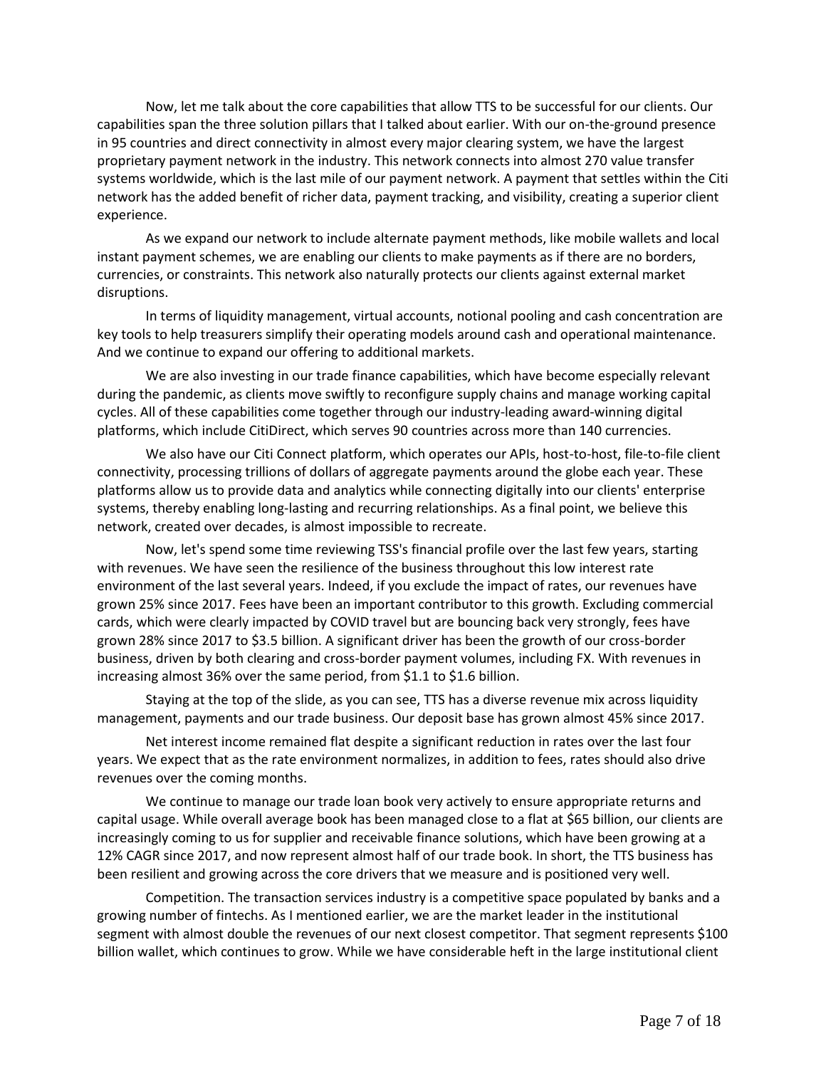Now, let me talk about the core capabilities that allow TTS to be successful for our clients. Our capabilities span the three solution pillars that I talked about earlier. With our on-the-ground presence in 95 countries and direct connectivity in almost every major clearing system, we have the largest proprietary payment network in the industry. This network connects into almost 270 value transfer systems worldwide, which is the last mile of our payment network. A payment that settles within the Citi network has the added benefit of richer data, payment tracking, and visibility, creating a superior client experience.

As we expand our network to include alternate payment methods, like mobile wallets and local instant payment schemes, we are enabling our clients to make payments as if there are no borders, currencies, or constraints. This network also naturally protects our clients against external market disruptions.

In terms of liquidity management, virtual accounts, notional pooling and cash concentration are key tools to help treasurers simplify their operating models around cash and operational maintenance. And we continue to expand our offering to additional markets.

We are also investing in our trade finance capabilities, which have become especially relevant during the pandemic, as clients move swiftly to reconfigure supply chains and manage working capital cycles. All of these capabilities come together through our industry-leading award-winning digital platforms, which include CitiDirect, which serves 90 countries across more than 140 currencies.

We also have our Citi Connect platform, which operates our APIs, host-to-host, file-to-file client connectivity, processing trillions of dollars of aggregate payments around the globe each year. These platforms allow us to provide data and analytics while connecting digitally into our clients' enterprise systems, thereby enabling long-lasting and recurring relationships. As a final point, we believe this network, created over decades, is almost impossible to recreate.

Now, let's spend some time reviewing TSS's financial profile over the last few years, starting with revenues. We have seen the resilience of the business throughout this low interest rate environment of the last several years. Indeed, if you exclude the impact of rates, our revenues have grown 25% since 2017. Fees have been an important contributor to this growth. Excluding commercial cards, which were clearly impacted by COVID travel but are bouncing back very strongly, fees have grown 28% since 2017 to $3.5 billion. A significant driver has been the growth of our cross-border business, driven by both clearing and cross-border payment volumes, including FX. With revenues in increasing almost 36% over the same period, from $1.1 to $1.6 billion.

Staying at the top of the slide, as you can see, TTS has a diverse revenue mix across liquidity management, payments and our trade business. Our deposit base has grown almost 45% since 2017.

Net interest income remained flat despite a significant reduction in rates over the last four years. We expect that as the rate environment normalizes, in addition to fees, rates should also drive revenues over the coming months.

We continue to manage our trade loan book very actively to ensure appropriate returns and capital usage. While overall average book has been managed close to a flat at $65 billion, our clients are increasingly coming to us for supplier and receivable finance solutions, which have been growing at a 12% CAGR since 2017, and now represent almost half of our trade book. In short, the TTS business has been resilient and growing across the core drivers that we measure and is positioned very well.

Competition. The transaction services industry is a competitive space populated by banks and a growing number of fintechs. As I mentioned earlier, we are the market leader in the institutional segment with almost double the revenues of our next closest competitor. That segment represents $100 billion wallet, which continues to grow. While we have considerable heft in the large institutional client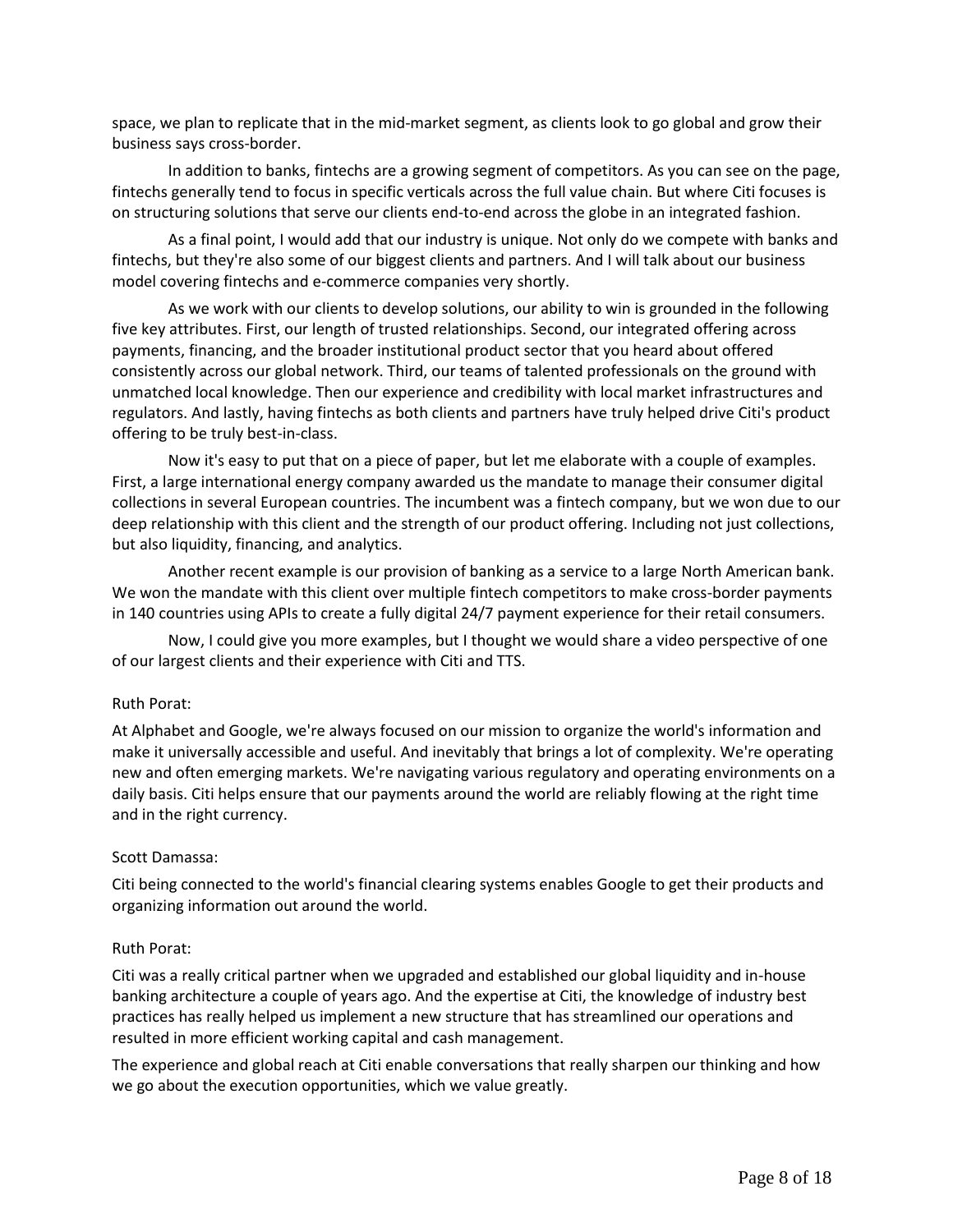space, we plan to replicate that in the mid-market segment, as clients look to go global and grow their business says cross-border.

In addition to banks, fintechs are a growing segment of competitors. As you can see on the page, fintechs generally tend to focus in specific verticals across the full value chain. But where Citi focuses is on structuring solutions that serve our clients end-to-end across the globe in an integrated fashion.

As a final point, I would add that our industry is unique. Not only do we compete with banks and fintechs, but they're also some of our biggest clients and partners. And I will talk about our business model covering fintechs and e-commerce companies very shortly.

As we work with our clients to develop solutions, our ability to win is grounded in the following five key attributes. First, our length of trusted relationships. Second, our integrated offering across payments, financing, and the broader institutional product sector that you heard about offered consistently across our global network. Third, our teams of talented professionals on the ground with unmatched local knowledge. Then our experience and credibility with local market infrastructures and regulators. And lastly, having fintechs as both clients and partners have truly helped drive Citi's product offering to be truly best-in-class.

Now it's easy to put that on a piece of paper, but let me elaborate with a couple of examples. First, a large international energy company awarded us the mandate to manage their consumer digital collections in several European countries. The incumbent was a fintech company, but we won due to our deep relationship with this client and the strength of our product offering. Including not just collections, but also liquidity, financing, and analytics.

Another recent example is our provision of banking as a service to a large North American bank. We won the mandate with this client over multiple fintech competitors to make cross-border payments in 140 countries using APIs to create a fully digital 24/7 payment experience for their retail consumers.

Now, I could give you more examples, but I thought we would share a video perspective of one of our largest clients and their experience with Citi and TTS.

Ruth Porat:

At Alphabet and Google, we're always focused on our mission to organize the world's information and make it universally accessible and useful. And inevitably that brings a lot of complexity. We're operating new and often emerging markets. We're navigating various regulatory and operating environments on a daily basis. Citi helps ensure that our payments around the world are reliably flowing at the right time and in the right currency.

Scott Damassa:

Citi being connected to the world's financial clearing systems enables Google to get their products and organizing information out around the world.

Ruth Porat:

Citi was a really critical partner when we upgraded and established our global liquidity and in-house banking architecture a couple of years ago. And the expertise at Citi, the knowledge of industry best practices has really helped us implement a new structure that has streamlined our operations and resulted in more efficient working capital and cash management.

The experience and global reach at Citi enable conversations that really sharpen our thinking and how we go about the execution opportunities, which we value greatly.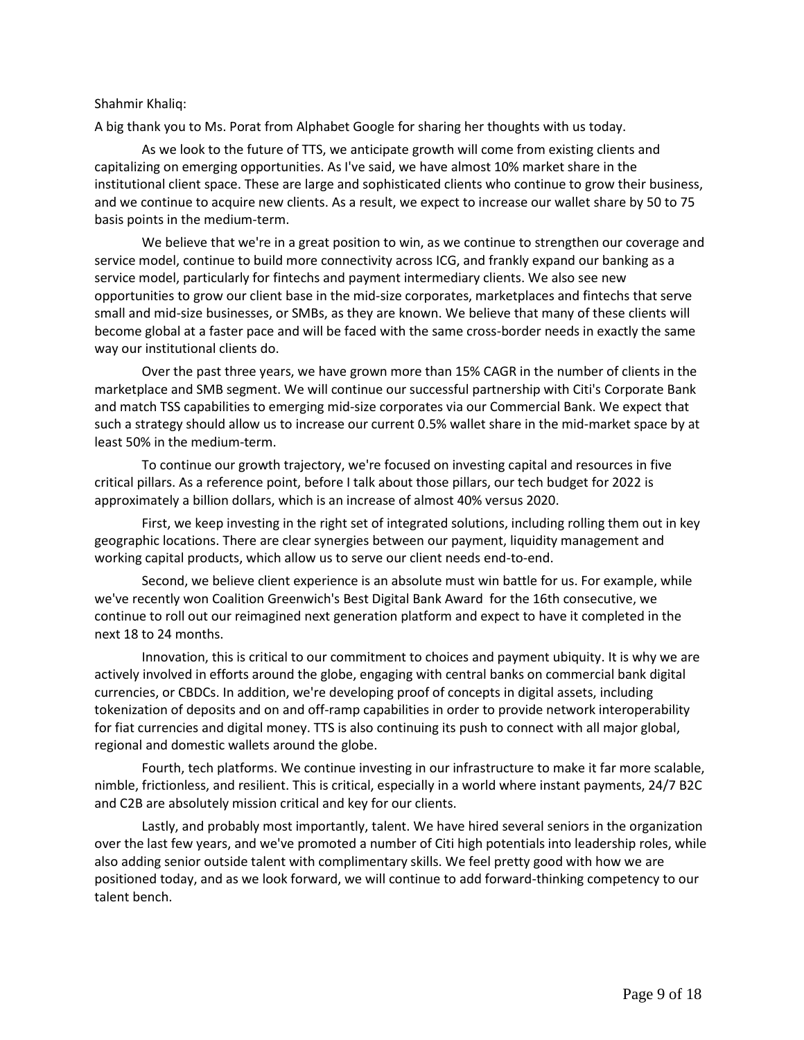Shahmir Khaliq:

A big thank you to Ms. Porat from Alphabet Google for sharing her thoughts with us today.

As we look to the future of TTS, we anticipate growth will come from existing clients and capitalizing on emerging opportunities. As I've said, we have almost 10% market share in the institutional client space. These are large and sophisticated clients who continue to grow their business, and we continue to acquire new clients. As a result, we expect to increase our wallet share by 50 to 75 basis points in the medium-term.

We believe that we're in a great position to win, as we continue to strengthen our coverage and service model, continue to build more connectivity across ICG, and frankly expand our banking as a service model, particularly for fintechs and payment intermediary clients. We also see new opportunities to grow our client base in the mid-size corporates, marketplaces and fintechs that serve small and mid-size businesses, or SMBs, as they are known. We believe that many of these clients will become global at a faster pace and will be faced with the same cross-border needs in exactly the same way our institutional clients do.

Over the past three years, we have grown more than 15% CAGR in the number of clients in the marketplace and SMB segment. We will continue our successful partnership with Citi's Corporate Bank and match TSS capabilities to emerging mid-size corporates via our Commercial Bank. We expect that such a strategy should allow us to increase our current 0.5% wallet share in the mid-market space by at least 50% in the medium-term.

To continue our growth trajectory, we're focused on investing capital and resources in five critical pillars. As a reference point, before I talk about those pillars, our tech budget for 2022 is approximately a billion dollars, which is an increase of almost 40% versus 2020.

First, we keep investing in the right set of integrated solutions, including rolling them out in key geographic locations. There are clear synergies between our payment, liquidity management and working capital products, which allow us to serve our client needs end-to-end.

Second, we believe client experience is an absolute must win battle for us. For example, while we've recently won Coalition Greenwich's Best Digital Bank Award for the 16th consecutive, we continue to roll out our reimagined next generation platform and expect to have it completed in the next 18 to 24 months.

Innovation, this is critical to our commitment to choices and payment ubiquity. It is why we are actively involved in efforts around the globe, engaging with central banks on commercial bank digital currencies, or CBDCs. In addition, we're developing proof of concepts in digital assets, including tokenization of deposits and on and off-ramp capabilities in order to provide network interoperability for fiat currencies and digital money. TTS is also continuing its push to connect with all major global, regional and domestic wallets around the globe.

Fourth, tech platforms. We continue investing in our infrastructure to make it far more scalable, nimble, frictionless, and resilient. This is critical, especially in a world where instant payments, 24/7 B2C and C2B are absolutely mission critical and key for our clients.

Lastly, and probably most importantly, talent. We have hired several seniors in the organization over the last few years, and we've promoted a number of Citi high potentials into leadership roles, while also adding senior outside talent with complimentary skills. We feel pretty good with how we are positioned today, and as we look forward, we will continue to add forward-thinking competency to our talent bench.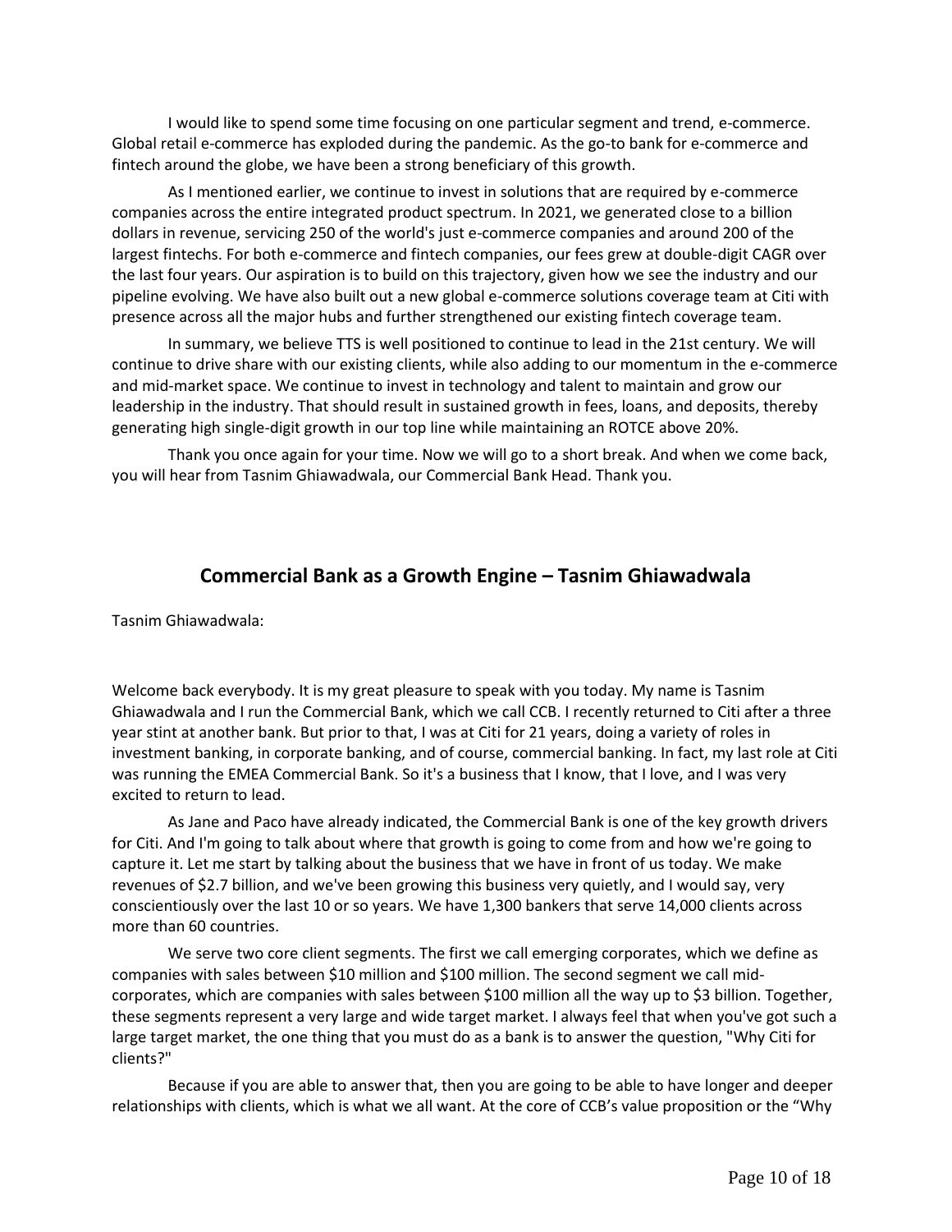I would like to spend some time focusing on one particular segment and trend, e-commerce. Global retail e-commerce has exploded during the pandemic. As the go-to bank for e-commerce and fintech around the globe, we have been a strong beneficiary of this growth.

As I mentioned earlier, we continue to invest in solutions that are required by e-commerce companies across the entire integrated product spectrum. In 2021, we generated close to a billion dollars in revenue, servicing 250 of the world's just e-commerce companies and around 200 of the largest fintechs. For both e-commerce and fintech companies, our fees grew at double-digit CAGR over the last four years. Our aspiration is to build on this trajectory, given how we see the industry and our pipeline evolving. We have also built out a new global e-commerce solutions coverage team at Citi with presence across all the major hubs and further strengthened our existing fintech coverage team.

In summary, we believe TTS is well positioned to continue to lead in the 21st century. We will continue to drive share with our existing clients, while also adding to our momentum in the e-commerce and mid-market space. We continue to invest in technology and talent to maintain and grow our leadership in the industry. That should result in sustained growth in fees, loans, and deposits, thereby generating high single-digit growth in our top line while maintaining an ROTCE above 20%.

Thank you once again for your time. Now we will go to a short break. And when we come back, you will hear from Tasnim Ghiawadwala, our Commercial Bank Head. Thank you.

## Commercial Bank as a Growth Engine – Tasnim Ghiawadwala

Tasnim Ghiawadwala:

Welcome back everybody. It is my great pleasure to speak with you today. My name is Tasnim Ghiawadwala and I run the Commercial Bank, which we call CCB. I recently returned to Citi after a three year stint at another bank. But prior to that, I was at Citi for 21 years, doing a variety of roles in investment banking, in corporate banking, and of course, commercial banking. In fact, my last role at Citi was running the EMEA Commercial Bank. So it's a business that I know, that I love, and I was very excited to return to lead.

As Jane and Paco have already indicated, the Commercial Bank is one of the key growth drivers for Citi. And I'm going to talk about where that growth is going to come from and how we're going to capture it. Let me start by talking about the business that we have in front of us today. We make revenues of $2.7 billion, and we've been growing this business very quietly, and I would say, very conscientiously over the last 10 or so years. We have 1,300 bankers that serve 14,000 clients across more than 60 countries.

We serve two core client segments. The first we call emerging corporates, which we define as companies with sales between $10 million and $100 million. The second segment we call mid-corporates, which are companies with sales between $100 million all the way up to $3 billion. Together, these segments represent a very large and wide target market. I always feel that when you've got such a large target market, the one thing that you must do as a bank is to answer the question, "Why Citi for clients?"

Because if you are able to answer that, then you are going to be able to have longer and deeper relationships with clients, which is what we all want. At the core of CCB's value proposition or the "Why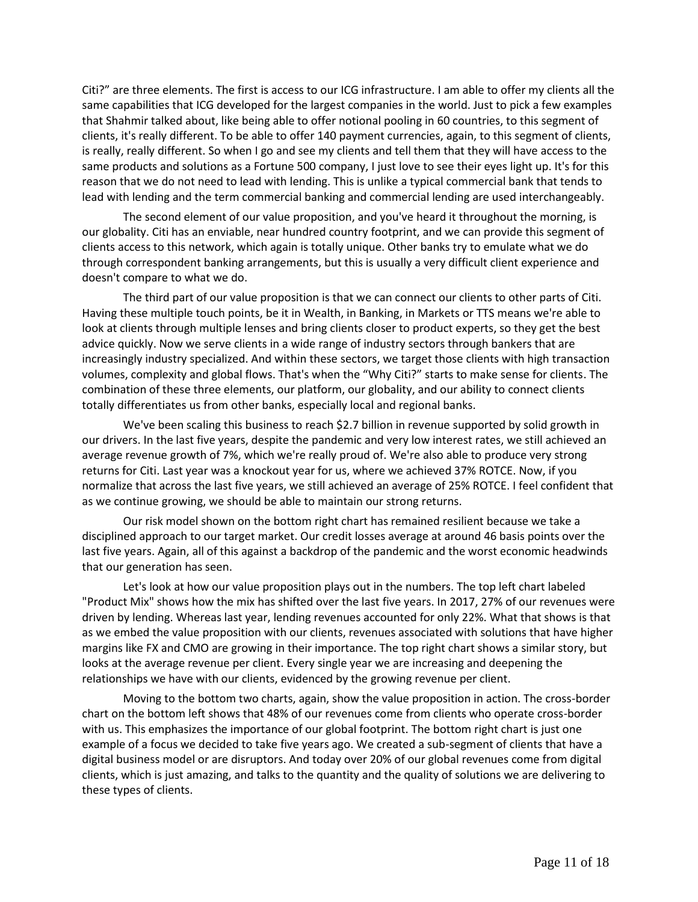Citi?" are three elements. The first is access to our ICG infrastructure. I am able to offer my clients all the same capabilities that ICG developed for the largest companies in the world. Just to pick a few examples that Shahmir talked about, like being able to offer notional pooling in 60 countries, to this segment of clients, it's really different. To be able to offer 140 payment currencies, again, to this segment of clients, is really, really different. So when I go and see my clients and tell them that they will have access to the same products and solutions as a Fortune 500 company, I just love to see their eyes light up. It's for this reason that we do not need to lead with lending. This is unlike a typical commercial bank that tends to lead with lending and the term commercial banking and commercial lending are used interchangeably.

The second element of our value proposition, and you've heard it throughout the morning, is our globality. Citi has an enviable, near hundred country footprint, and we can provide this segment of clients access to this network, which again is totally unique. Other banks try to emulate what we do through correspondent banking arrangements, but this is usually a very difficult client experience and doesn't compare to what we do.

The third part of our value proposition is that we can connect our clients to other parts of Citi. Having these multiple touch points, be it in Wealth, in Banking, in Markets or TTS means we're able to look at clients through multiple lenses and bring clients closer to product experts, so they get the best advice quickly. Now we serve clients in a wide range of industry sectors through bankers that are increasingly industry specialized. And within these sectors, we target those clients with high transaction volumes, complexity and global flows. That's when the "Why Citi?" starts to make sense for clients. The combination of these three elements, our platform, our globality, and our ability to connect clients totally differentiates us from other banks, especially local and regional banks.

We've been scaling this business to reach $2.7 billion in revenue supported by solid growth in our drivers. In the last five years, despite the pandemic and very low interest rates, we still achieved an average revenue growth of 7%, which we're really proud of. We're also able to produce very strong returns for Citi. Last year was a knockout year for us, where we achieved 37% ROTCE. Now, if you normalize that across the last five years, we still achieved an average of 25% ROTCE. I feel confident that as we continue growing, we should be able to maintain our strong returns.

Our risk model shown on the bottom right chart has remained resilient because we take a disciplined approach to our target market. Our credit losses average at around 46 basis points over the last five years. Again, all of this against a backdrop of the pandemic and the worst economic headwinds that our generation has seen.

Let's look at how our value proposition plays out in the numbers. The top left chart labeled "Product Mix" shows how the mix has shifted over the last five years. In 2017, 27% of our revenues were driven by lending. Whereas last year, lending revenues accounted for only 22%. What that shows is that as we embed the value proposition with our clients, revenues associated with solutions that have higher margins like FX and CMO are growing in their importance. The top right chart shows a similar story, but looks at the average revenue per client. Every single year we are increasing and deepening the relationships we have with our clients, evidenced by the growing revenue per client.

Moving to the bottom two charts, again, show the value proposition in action. The cross-border chart on the bottom left shows that 48% of our revenues come from clients who operate cross-border with us. This emphasizes the importance of our global footprint. The bottom right chart is just one example of a focus we decided to take five years ago. We created a sub-segment of clients that have a digital business model or are disruptors. And today over 20% of our global revenues come from digital clients, which is just amazing, and talks to the quantity and the quality of solutions we are delivering to these types of clients.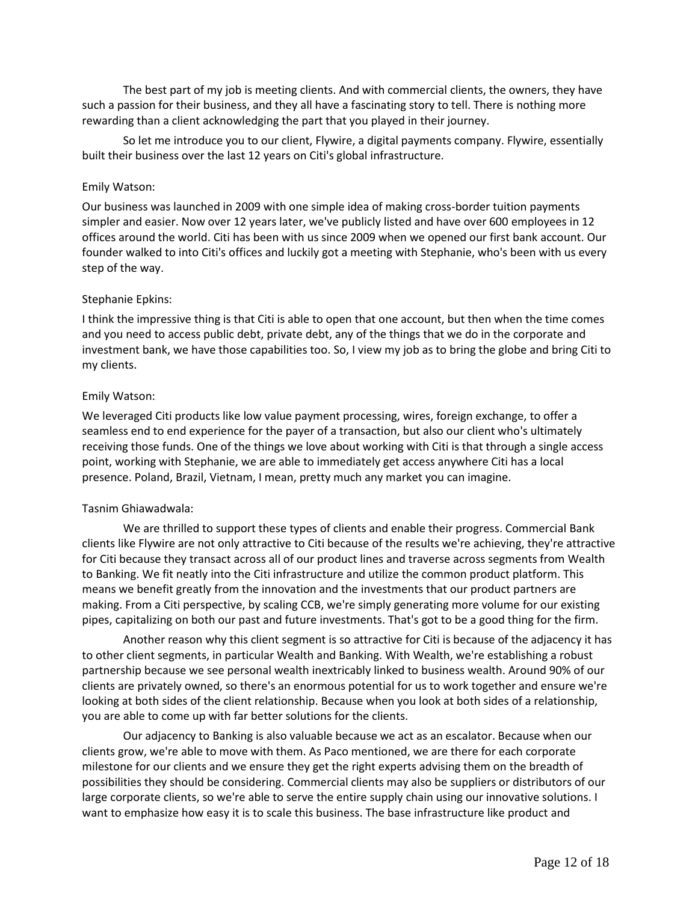The best part of my job is meeting clients. And with commercial clients, the owners, they have such a passion for their business, and they all have a fascinating story to tell. There is nothing more rewarding than a client acknowledging the part that you played in their journey.

So let me introduce you to our client, Flywire, a digital payments company. Flywire, essentially built their business over the last 12 years on Citi's global infrastructure.

Emily Watson:

Our business was launched in 2009 with one simple idea of making cross-border tuition payments simpler and easier. Now over 12 years later, we've publicly listed and have over 600 employees in 12 offices around the world. Citi has been with us since 2009 when we opened our first bank account. Our founder walked to into Citi's offices and luckily got a meeting with Stephanie, who's been with us every step of the way.

Stephanie Epkins:

I think the impressive thing is that Citi is able to open that one account, but then when the time comes and you need to access public debt, private debt, any of the things that we do in the corporate and investment bank, we have those capabilities too. So, I view my job as to bring the globe and bring Citi to my clients.

Emily Watson:

We leveraged Citi products like low value payment processing, wires, foreign exchange, to offer a seamless end to end experience for the payer of a transaction, but also our client who's ultimately receiving those funds. One of the things we love about working with Citi is that through a single access point, working with Stephanie, we are able to immediately get access anywhere Citi has a local presence. Poland, Brazil, Vietnam, I mean, pretty much any market you can imagine.

Tasnim Ghiawadwala:

We are thrilled to support these types of clients and enable their progress. Commercial Bank clients like Flywire are not only attractive to Citi because of the results we're achieving, they're attractive for Citi because they transact across all of our product lines and traverse across segments from Wealth to Banking. We fit neatly into the Citi infrastructure and utilize the common product platform. This means we benefit greatly from the innovation and the investments that our product partners are making. From a Citi perspective, by scaling CCB, we're simply generating more volume for our existing pipes, capitalizing on both our past and future investments. That's got to be a good thing for the firm.

Another reason why this client segment is so attractive for Citi is because of the adjacency it has to other client segments, in particular Wealth and Banking. With Wealth, we're establishing a robust partnership because we see personal wealth inextricably linked to business wealth. Around 90% of our clients are privately owned, so there's an enormous potential for us to work together and ensure we're looking at both sides of the client relationship. Because when you look at both sides of a relationship, you are able to come up with far better solutions for the clients.

Our adjacency to Banking is also valuable because we act as an escalator. Because when our clients grow, we're able to move with them. As Paco mentioned, we are there for each corporate milestone for our clients and we ensure they get the right experts advising them on the breadth of possibilities they should be considering. Commercial clients may also be suppliers or distributors of our large corporate clients, so we're able to serve the entire supply chain using our innovative solutions. I want to emphasize how easy it is to scale this business. The base infrastructure like product and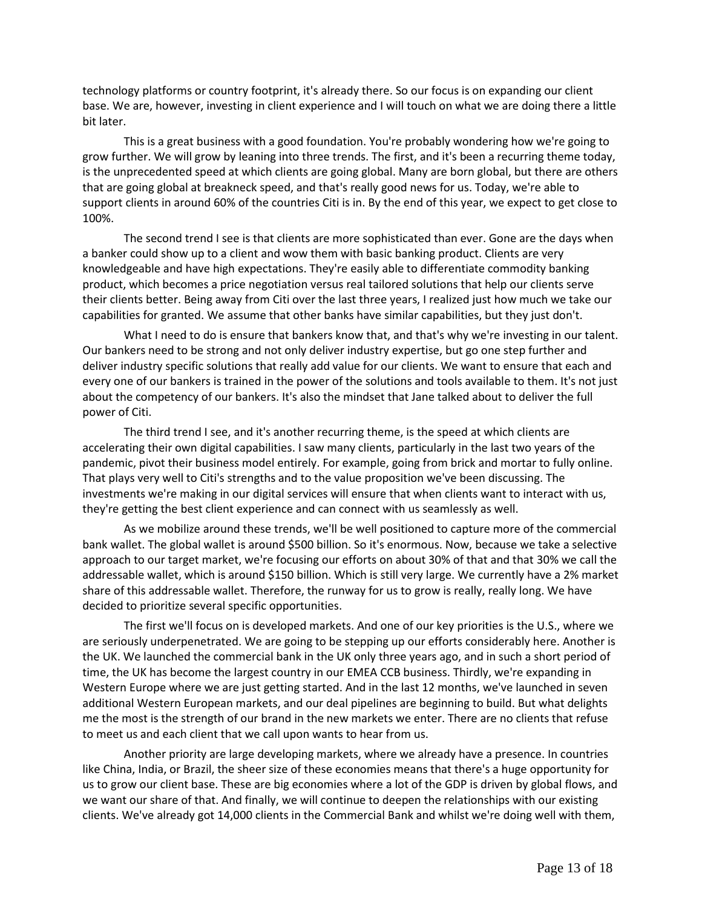technology platforms or country footprint, it's already there. So our focus is on expanding our client base. We are, however, investing in client experience and I will touch on what we are doing there a little bit later.

This is a great business with a good foundation. You're probably wondering how we're going to grow further. We will grow by leaning into three trends. The first, and it's been a recurring theme today, is the unprecedented speed at which clients are going global. Many are born global, but there are others that are going global at breakneck speed, and that's really good news for us. Today, we're able to support clients in around 60% of the countries Citi is in. By the end of this year, we expect to get close to 100%.

The second trend I see is that clients are more sophisticated than ever. Gone are the days when a banker could show up to a client and wow them with basic banking product. Clients are very knowledgeable and have high expectations. They're easily able to differentiate commodity banking product, which becomes a price negotiation versus real tailored solutions that help our clients serve their clients better. Being away from Citi over the last three years, I realized just how much we take our capabilities for granted. We assume that other banks have similar capabilities, but they just don't.

What I need to do is ensure that bankers know that, and that's why we're investing in our talent. Our bankers need to be strong and not only deliver industry expertise, but go one step further and deliver industry specific solutions that really add value for our clients. We want to ensure that each and every one of our bankers is trained in the power of the solutions and tools available to them. It's not just about the competency of our bankers. It's also the mindset that Jane talked about to deliver the full power of Citi.

The third trend I see, and it's another recurring theme, is the speed at which clients are accelerating their own digital capabilities. I saw many clients, particularly in the last two years of the pandemic, pivot their business model entirely. For example, going from brick and mortar to fully online. That plays very well to Citi's strengths and to the value proposition we've been discussing. The investments we're making in our digital services will ensure that when clients want to interact with us, they're getting the best client experience and can connect with us seamlessly as well.

As we mobilize around these trends, we'll be well positioned to capture more of the commercial bank wallet. The global wallet is around $500 billion. So it's enormous. Now, because we take a selective approach to our target market, we're focusing our efforts on about 30% of that and that 30% we call the addressable wallet, which is around $150 billion. Which is still very large. We currently have a 2% market share of this addressable wallet. Therefore, the runway for us to grow is really, really long. We have decided to prioritize several specific opportunities.

The first we'll focus on is developed markets. And one of our key priorities is the U.S., where we are seriously underpenetrated. We are going to be stepping up our efforts considerably here. Another is the UK. We launched the commercial bank in the UK only three years ago, and in such a short period of time, the UK has become the largest country in our EMEA CCB business. Thirdly, we're expanding in Western Europe where we are just getting started. And in the last 12 months, we've launched in seven additional Western European markets, and our deal pipelines are beginning to build. But what delights me the most is the strength of our brand in the new markets we enter. There are no clients that refuse to meet us and each client that we call upon wants to hear from us.

Another priority are large developing markets, where we already have a presence. In countries like China, India, or Brazil, the sheer size of these economies means that there's a huge opportunity for us to grow our client base. These are big economies where a lot of the GDP is driven by global flows, and we want our share of that. And finally, we will continue to deepen the relationships with our existing clients. We've already got 14,000 clients in the Commercial Bank and whilst we're doing well with them,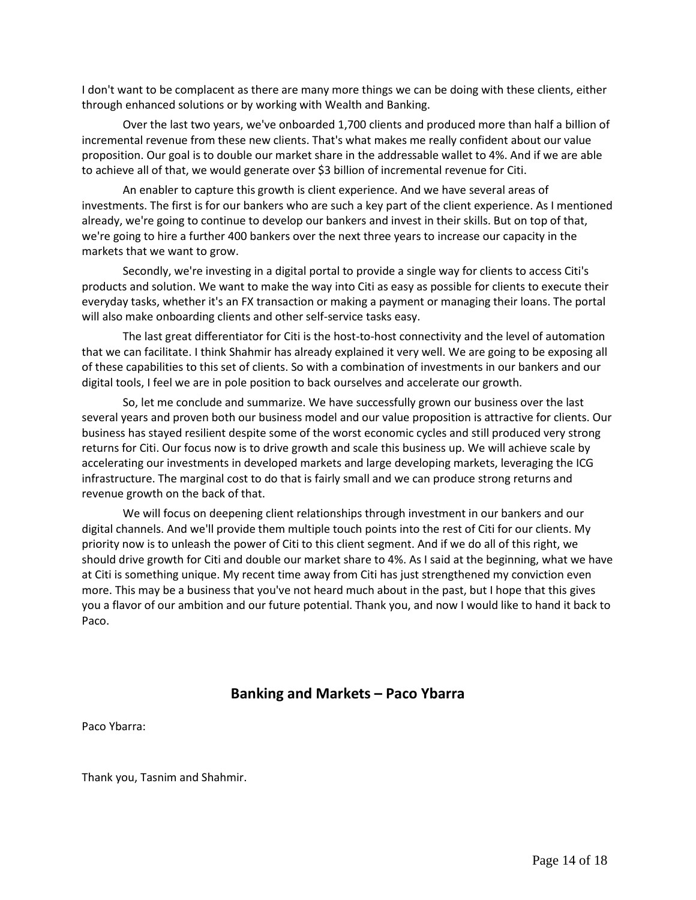I don't want to be complacent as there are many more things we can be doing with these clients, either through enhanced solutions or by working with Wealth and Banking.

Over the last two years, we've onboarded 1,700 clients and produced more than half a billion of incremental revenue from these new clients. That's what makes me really confident about our value proposition. Our goal is to double our market share in the addressable wallet to 4%. And if we are able to achieve all of that, we would generate over $3 billion of incremental revenue for Citi.

An enabler to capture this growth is client experience. And we have several areas of investments. The first is for our bankers who are such a key part of the client experience. As I mentioned already, we're going to continue to develop our bankers and invest in their skills. But on top of that, we're going to hire a further 400 bankers over the next three years to increase our capacity in the markets that we want to grow.

Secondly, we're investing in a digital portal to provide a single way for clients to access Citi's products and solution. We want to make the way into Citi as easy as possible for clients to execute their everyday tasks, whether it's an FX transaction or making a payment or managing their loans. The portal will also make onboarding clients and other self-service tasks easy.

The last great differentiator for Citi is the host-to-host connectivity and the level of automation that we can facilitate. I think Shahmir has already explained it very well. We are going to be exposing all of these capabilities to this set of clients. So with a combination of investments in our bankers and our digital tools, I feel we are in pole position to back ourselves and accelerate our growth.

So, let me conclude and summarize. We have successfully grown our business over the last several years and proven both our business model and our value proposition is attractive for clients. Our business has stayed resilient despite some of the worst economic cycles and still produced very strong returns for Citi. Our focus now is to drive growth and scale this business up. We will achieve scale by accelerating our investments in developed markets and large developing markets, leveraging the ICG infrastructure. The marginal cost to do that is fairly small and we can produce strong returns and revenue growth on the back of that.

We will focus on deepening client relationships through investment in our bankers and our digital channels. And we'll provide them multiple touch points into the rest of Citi for our clients. My priority now is to unleash the power of Citi to this client segment. And if we do all of this right, we should drive growth for Citi and double our market share to 4%. As I said at the beginning, what we have at Citi is something unique. My recent time away from Citi has just strengthened my conviction even more. This may be a business that you've not heard much about in the past, but I hope that this gives you a flavor of our ambition and our future potential. Thank you, and now I would like to hand it back to Paco.

## Banking and Markets – Paco Ybarra

Paco Ybarra:

Thank you, Tasnim and Shahmir.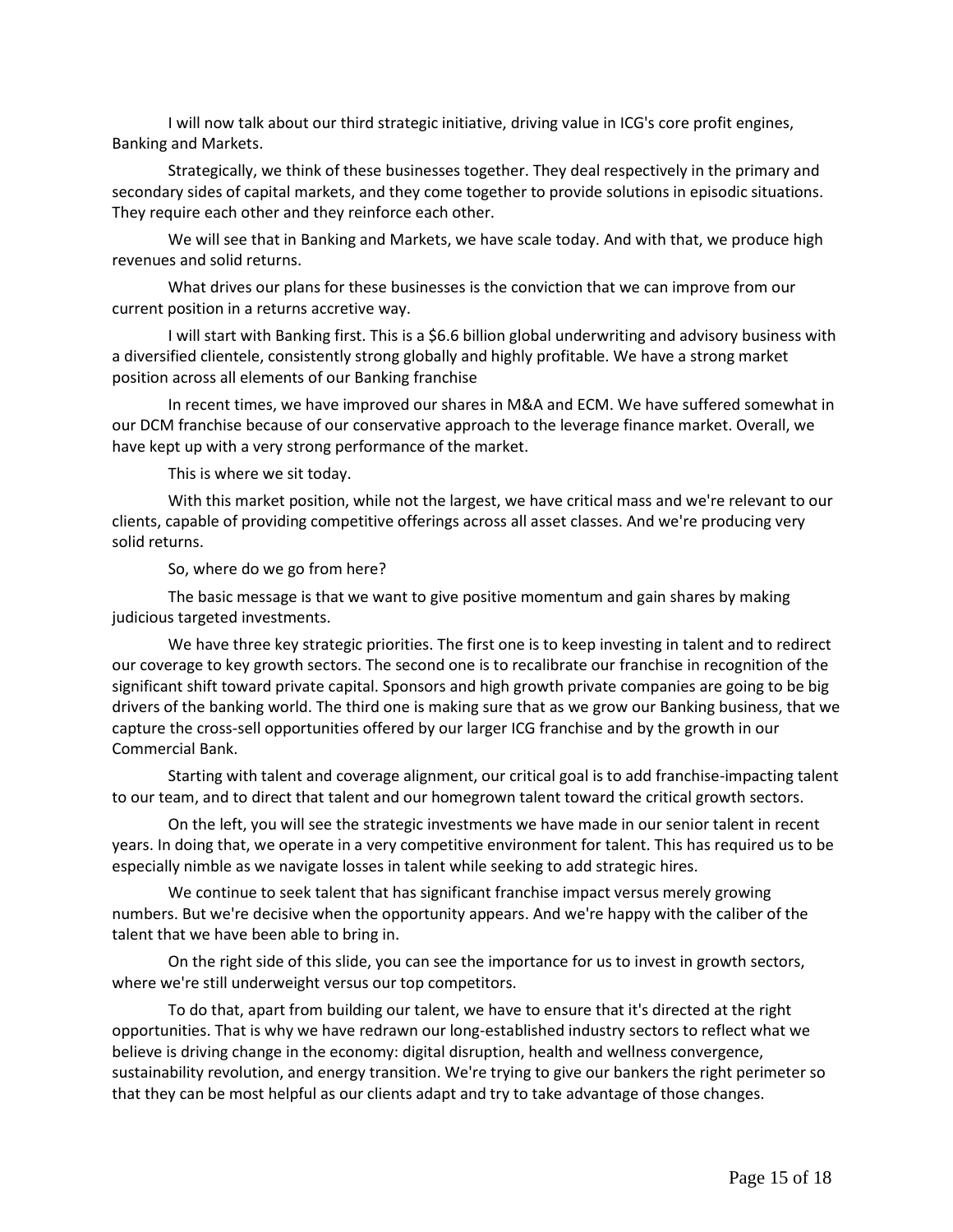I will now talk about our third strategic initiative, driving value in ICG's core profit engines, Banking and Markets.

Strategically, we think of these businesses together. They deal respectively in the primary and secondary sides of capital markets, and they come together to provide solutions in episodic situations. They require each other and they reinforce each other.

We will see that in Banking and Markets, we have scale today. And with that, we produce high revenues and solid returns.

What drives our plans for these businesses is the conviction that we can improve from our current position in a returns accretive way.

I will start with Banking first. This is a $6.6 billion global underwriting and advisory business with a diversified clientele, consistently strong globally and highly profitable. We have a strong market position across all elements of our Banking franchise

In recent times, we have improved our shares in M&A and ECM. We have suffered somewhat in our DCM franchise because of our conservative approach to the leverage finance market. Overall, we have kept up with a very strong performance of the market.

This is where we sit today.

With this market position, while not the largest, we have critical mass and we're relevant to our clients, capable of providing competitive offerings across all asset classes. And we're producing very solid returns.

So, where do we go from here?

The basic message is that we want to give positive momentum and gain shares by making judicious targeted investments.

We have three key strategic priorities. The first one is to keep investing in talent and to redirect our coverage to key growth sectors. The second one is to recalibrate our franchise in recognition of the significant shift toward private capital. Sponsors and high growth private companies are going to be big drivers of the banking world. The third one is making sure that as we grow our Banking business, that we capture the cross-sell opportunities offered by our larger ICG franchise and by the growth in our Commercial Bank.

Starting with talent and coverage alignment, our critical goal is to add franchise-impacting talent to our team, and to direct that talent and our homegrown talent toward the critical growth sectors.

On the left, you will see the strategic investments we have made in our senior talent in recent years. In doing that, we operate in a very competitive environment for talent. This has required us to be especially nimble as we navigate losses in talent while seeking to add strategic hires.

We continue to seek talent that has significant franchise impact versus merely growing numbers. But we're decisive when the opportunity appears. And we're happy with the caliber of the talent that we have been able to bring in.

On the right side of this slide, you can see the importance for us to invest in growth sectors, where we're still underweight versus our top competitors.

To do that, apart from building our talent, we have to ensure that it's directed at the right opportunities. That is why we have redrawn our long-established industry sectors to reflect what we believe is driving change in the economy: digital disruption, health and wellness convergence, sustainability revolution, and energy transition. We're trying to give our bankers the right perimeter so that they can be most helpful as our clients adapt and try to take advantage of those changes.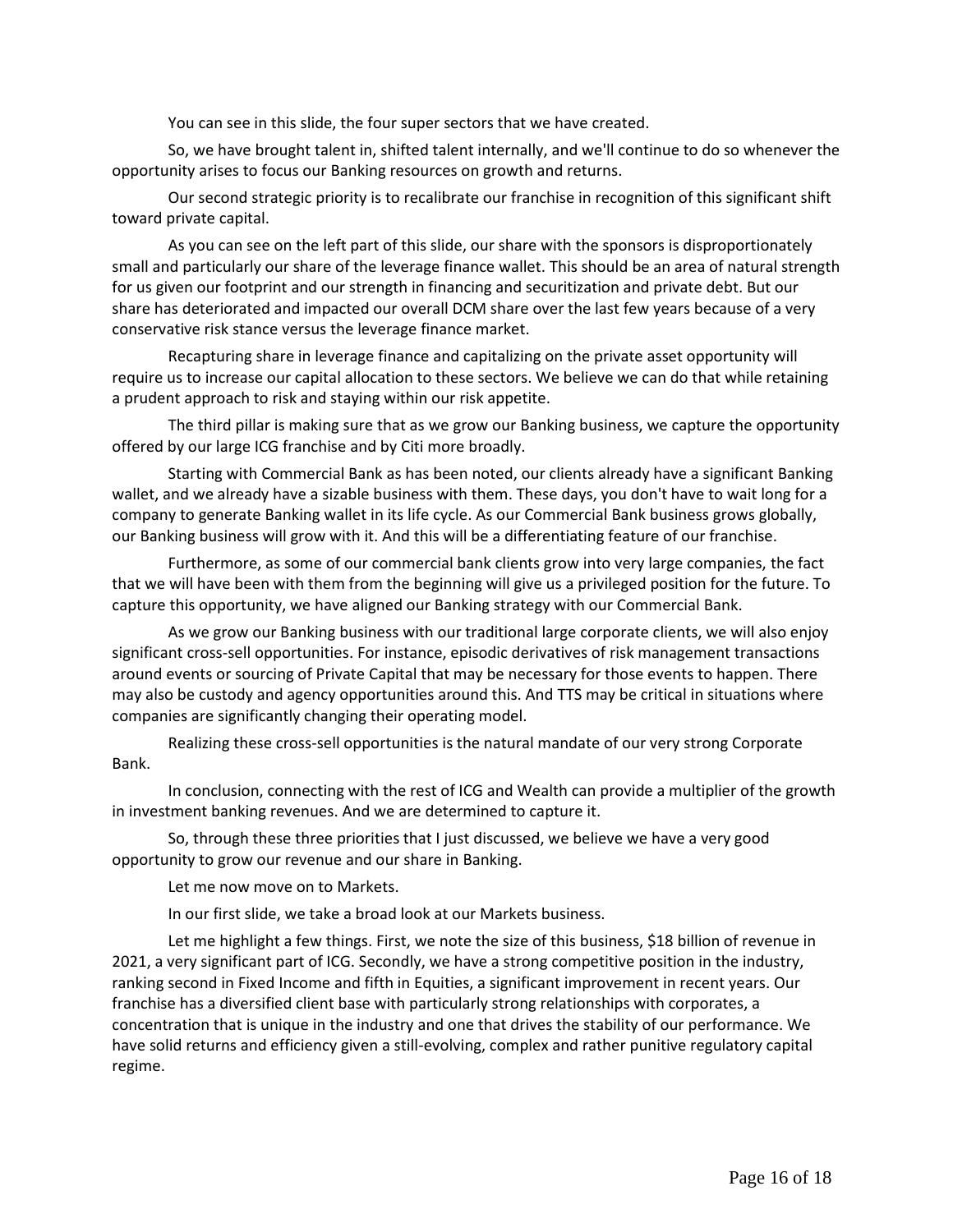You can see in this slide, the four super sectors that we have created.

So, we have brought talent in, shifted talent internally, and we'll continue to do so whenever the opportunity arises to focus our Banking resources on growth and returns.

Our second strategic priority is to recalibrate our franchise in recognition of this significant shift toward private capital.

As you can see on the left part of this slide, our share with the sponsors is disproportionately small and particularly our share of the leverage finance wallet. This should be an area of natural strength for us given our footprint and our strength in financing and securitization and private debt. But our share has deteriorated and impacted our overall DCM share over the last few years because of a very conservative risk stance versus the leverage finance market.

Recapturing share in leverage finance and capitalizing on the private asset opportunity will require us to increase our capital allocation to these sectors. We believe we can do that while retaining a prudent approach to risk and staying within our risk appetite.

The third pillar is making sure that as we grow our Banking business, we capture the opportunity offered by our large ICG franchise and by Citi more broadly.

Starting with Commercial Bank as has been noted, our clients already have a significant Banking wallet, and we already have a sizable business with them. These days, you don't have to wait long for a company to generate Banking wallet in its life cycle. As our Commercial Bank business grows globally, our Banking business will grow with it. And this will be a differentiating feature of our franchise.

Furthermore, as some of our commercial bank clients grow into very large companies, the fact that we will have been with them from the beginning will give us a privileged position for the future. To capture this opportunity, we have aligned our Banking strategy with our Commercial Bank.

As we grow our Banking business with our traditional large corporate clients, we will also enjoy significant cross-sell opportunities. For instance, episodic derivatives of risk management transactions around events or sourcing of Private Capital that may be necessary for those events to happen. There may also be custody and agency opportunities around this. And TTS may be critical in situations where companies are significantly changing their operating model.

Realizing these cross-sell opportunities is the natural mandate of our very strong Corporate Bank.

In conclusion, connecting with the rest of ICG and Wealth can provide a multiplier of the growth in investment banking revenues. And we are determined to capture it.

So, through these three priorities that I just discussed, we believe we have a very good opportunity to grow our revenue and our share in Banking.

Let me now move on to Markets.

In our first slide, we take a broad look at our Markets business.

Let me highlight a few things. First, we note the size of this business, $18 billion of revenue in 2021, a very significant part of ICG. Secondly, we have a strong competitive position in the industry, ranking second in Fixed Income and fifth in Equities, a significant improvement in recent years. Our franchise has a diversified client base with particularly strong relationships with corporates, a concentration that is unique in the industry and one that drives the stability of our performance. We have solid returns and efficiency given a still-evolving, complex and rather punitive regulatory capital regime.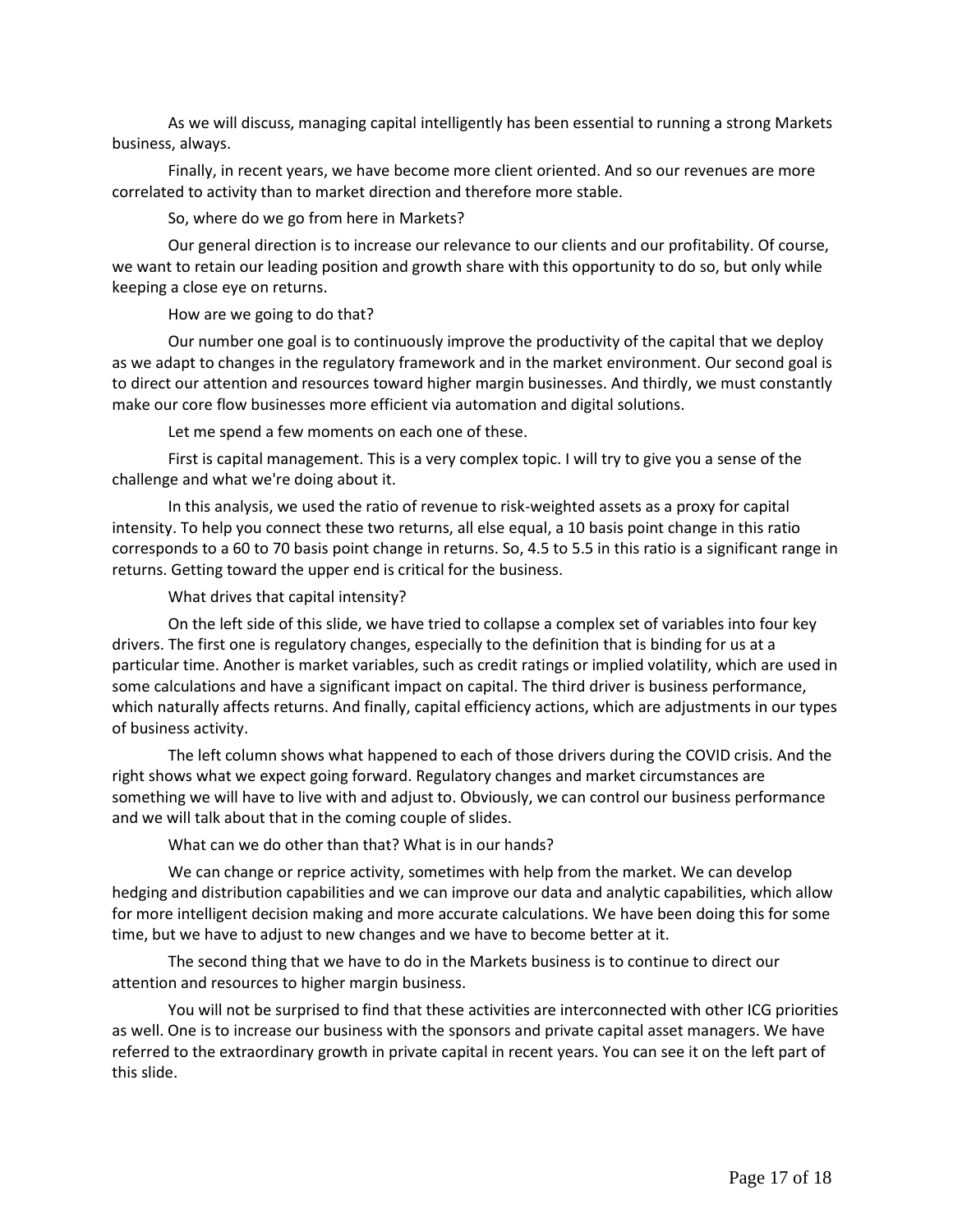As we will discuss, managing capital intelligently has been essential to running a strong Markets business, always.

Finally, in recent years, we have become more client oriented. And so our revenues are more correlated to activity than to market direction and therefore more stable.

So, where do we go from here in Markets?

Our general direction is to increase our relevance to our clients and our profitability. Of course, we want to retain our leading position and growth share with this opportunity to do so, but only while keeping a close eye on returns.

How are we going to do that?

Our number one goal is to continuously improve the productivity of the capital that we deploy as we adapt to changes in the regulatory framework and in the market environment. Our second goal is to direct our attention and resources toward higher margin businesses. And thirdly, we must constantly make our core flow businesses more efficient via automation and digital solutions.

Let me spend a few moments on each one of these.

First is capital management. This is a very complex topic. I will try to give you a sense of the challenge and what we're doing about it.

In this analysis, we used the ratio of revenue to risk-weighted assets as a proxy for capital intensity. To help you connect these two returns, all else equal, a 10 basis point change in this ratio corresponds to a 60 to 70 basis point change in returns. So, 4.5 to 5.5 in this ratio is a significant range in returns. Getting toward the upper end is critical for the business.

What drives that capital intensity?

On the left side of this slide, we have tried to collapse a complex set of variables into four key drivers. The first one is regulatory changes, especially to the definition that is binding for us at a particular time. Another is market variables, such as credit ratings or implied volatility, which are used in some calculations and have a significant impact on capital. The third driver is business performance, which naturally affects returns. And finally, capital efficiency actions, which are adjustments in our types of business activity.

The left column shows what happened to each of those drivers during the COVID crisis. And the right shows what we expect going forward. Regulatory changes and market circumstances are something we will have to live with and adjust to. Obviously, we can control our business performance and we will talk about that in the coming couple of slides.

What can we do other than that? What is in our hands?

We can change or reprice activity, sometimes with help from the market. We can develop hedging and distribution capabilities and we can improve our data and analytic capabilities, which allow for more intelligent decision making and more accurate calculations. We have been doing this for some time, but we have to adjust to new changes and we have to become better at it.

The second thing that we have to do in the Markets business is to continue to direct our attention and resources to higher margin business.

You will not be surprised to find that these activities are interconnected with other ICG priorities as well. One is to increase our business with the sponsors and private capital asset managers. We have referred to the extraordinary growth in private capital in recent years. You can see it on the left part of this slide.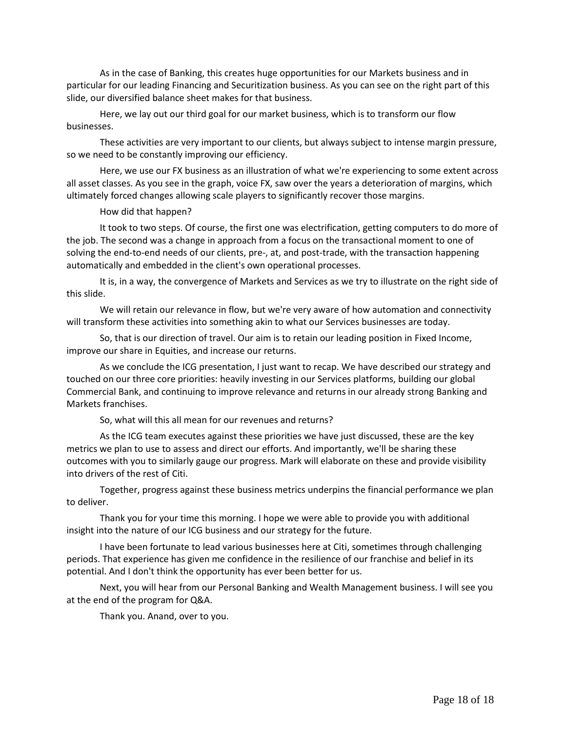As in the case of Banking, this creates huge opportunities for our Markets business and in particular for our leading Financing and Securitization business. As you can see on the right part of this slide, our diversified balance sheet makes for that business.

Here, we lay out our third goal for our market business, which is to transform our flow businesses.

These activities are very important to our clients, but always subject to intense margin pressure, so we need to be constantly improving our efficiency.

Here, we use our FX business as an illustration of what we're experiencing to some extent across all asset classes. As you see in the graph, voice FX, saw over the years a deterioration of margins, which ultimately forced changes allowing scale players to significantly recover those margins.

How did that happen?

It took to two steps. Of course, the first one was electrification, getting computers to do more of the job. The second was a change in approach from a focus on the transactional moment to one of solving the end-to-end needs of our clients, pre-, at, and post-trade, with the transaction happening automatically and embedded in the client's own operational processes.

It is, in a way, the convergence of Markets and Services as we try to illustrate on the right side of this slide.

We will retain our relevance in flow, but we're very aware of how automation and connectivity will transform these activities into something akin to what our Services businesses are today.

So, that is our direction of travel. Our aim is to retain our leading position in Fixed Income, improve our share in Equities, and increase our returns.

As we conclude the ICG presentation, I just want to recap. We have described our strategy and touched on our three core priorities: heavily investing in our Services platforms, building our global Commercial Bank, and continuing to improve relevance and returns in our already strong Banking and Markets franchises.

So, what will this all mean for our revenues and returns?

As the ICG team executes against these priorities we have just discussed, these are the key metrics we plan to use to assess and direct our efforts. And importantly, we'll be sharing these outcomes with you to similarly gauge our progress. Mark will elaborate on these and provide visibility into drivers of the rest of Citi.

Together, progress against these business metrics underpins the financial performance we plan to deliver.

Thank you for your time this morning. I hope we were able to provide you with additional insight into the nature of our ICG business and our strategy for the future.

I have been fortunate to lead various businesses here at Citi, sometimes through challenging periods. That experience has given me confidence in the resilience of our franchise and belief in its potential. And I don't think the opportunity has ever been better for us.

Next, you will hear from our Personal Banking and Wealth Management business. I will see you at the end of the program for Q&A.

Thank you. Anand, over to you.